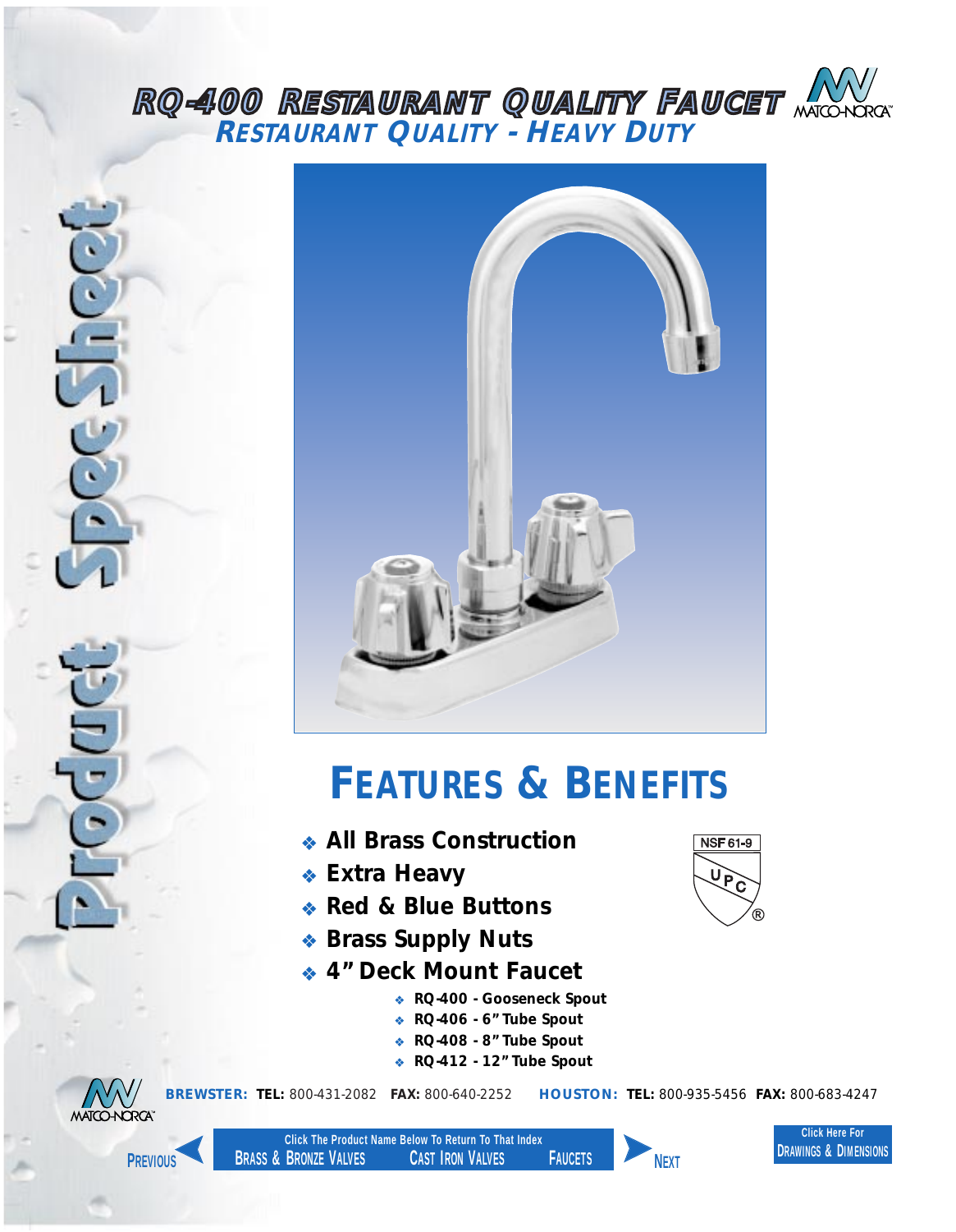# RQ-400 Restaurant Quality Faucet

## Restaurant Quality - Heavy Duty

Product Spec Sheet

## Features & Benefits

- **All Brass Construction**
- **Extra Heavy**
- **Red & Blue Buttons**
- **Brass Supply Nuts**
- **4" Deck Mount Faucet**
  - **RQ-400 - Gooseneck Spout**
  - **RQ-406 - 6" Tube Spout**
  - **RQ-408 - 8" Tube Spout**
  - **RQ-412 - 12" Tube Spout**

NSF 61-9 UPC®

**BREWSTER: TEL:** 800-431-2082 **FAX:** 800-640-2252 **HOUSTON: TEL:** 800-935-5456 **FAX:** 800-683-4247

PREVIOUS | Click The Product Name Below To Return To That Index: BRASS & BRONZE VALVES | CAST IRON VALVES | FAUCETS | NEXT | Click Here For DRAWINGS & DIMENSIONS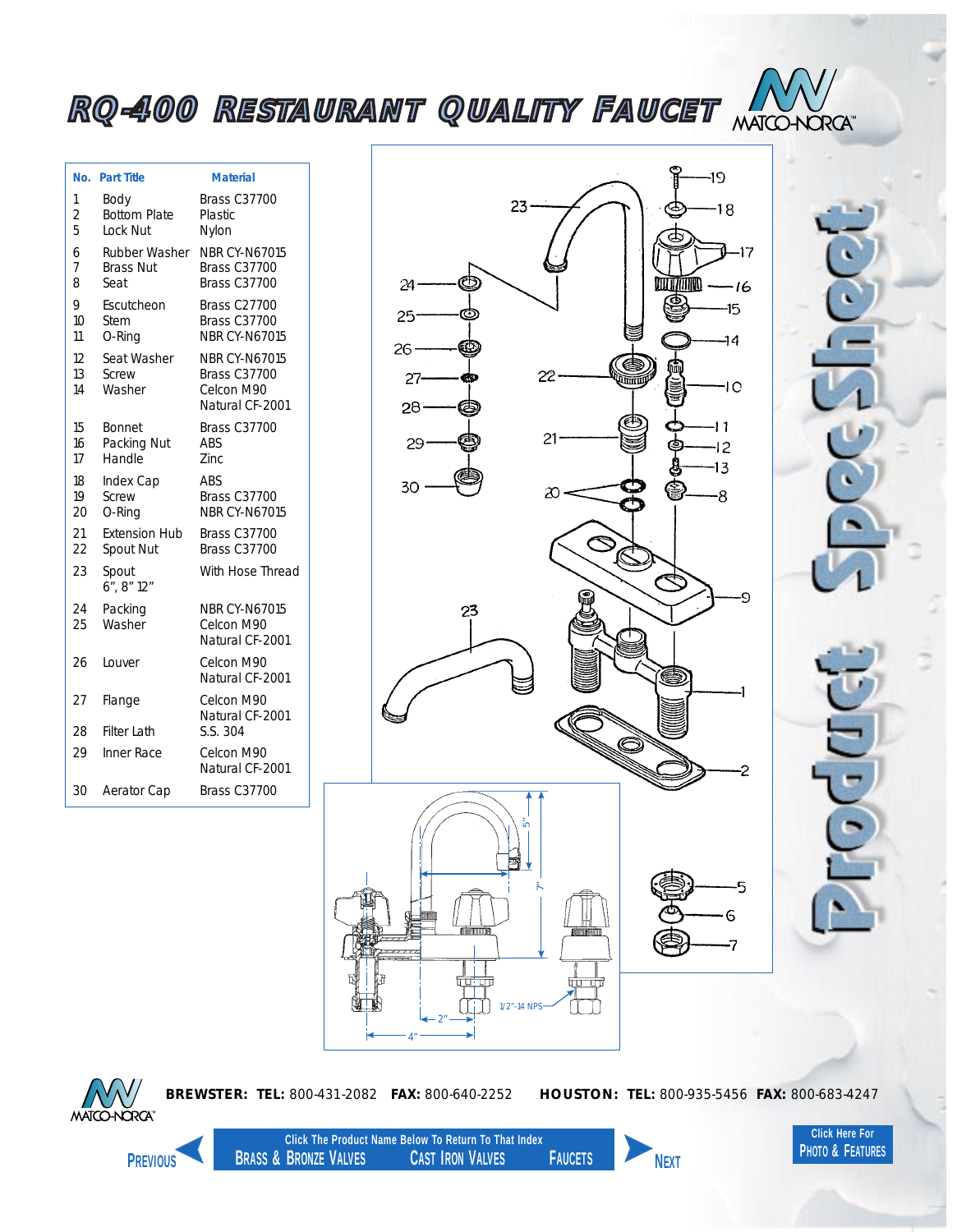# RQ-400 Restaurant Quality Faucet

MATCO-NORCA

| No. | Part Title | Material |
|---|---|---|
| 1 | Body | Brass C37700 |
| 2 | Bottom Plate | Plastic |
| 5 | Lock Nut | Nylon |
| 6 | Rubber Washer | NBR CY-N67015 |
| 7 | Brass Nut | Brass C37700 |
| 8 | Seat | Brass C37700 |
| 9 | Escutcheon | Brass C27700 |
| 10 | Stem | Brass C37700 |
| 11 | O-Ring | NBR CY-N67015 |
| 12 | Seat Washer | NBR CY-N67015 |
| 13 | Screw | Brass C37700 |
| 14 | Washer | Celcon M90 Natural CF-2001 |
| 15 | Bonnet | Brass C37700 |
| 16 | Packing Nut | ABS |
| 17 | Handle | Zinc |
| 18 | Index Cap | ABS |
| 19 | Screw | Brass C37700 |
| 20 | O-Ring | NBR CY-N67015 |
| 21 | Extension Hub | Brass C37700 |
| 22 | Spout Nut | Brass C37700 |
| 23 | Spout 6", 8" 12" | With Hose Thread |
| 24 | Packing | NBR CY-N67015 |
| 25 | Washer | Celcon M90 Natural CF-2001 |
| 26 | Louver | Celcon M90 Natural CF-2001 |
| 27 | Flange | Celcon M90 Natural CF-2001 |
| 28 | Filter Lath | S.S. 304 |
| 29 | Inner Race | Celcon M90 Natural CF-2001 |
| 30 | Aerator Cap | Brass C37700 |

5"

7"

2"

4"

1/2"-14 NPS

Product Spec Sheet

**BREWSTER: TEL:** 800-431-2082 **FAX:** 800-640-2252 **HOUSTON: TEL:** 800-935-5456 **FAX:** 800-683-4247

Previous | Click The Product Name Below To Return To That Index: Brass & Bronze Valves | Cast Iron Valves | Faucets | Next

Click Here For Photo & Features